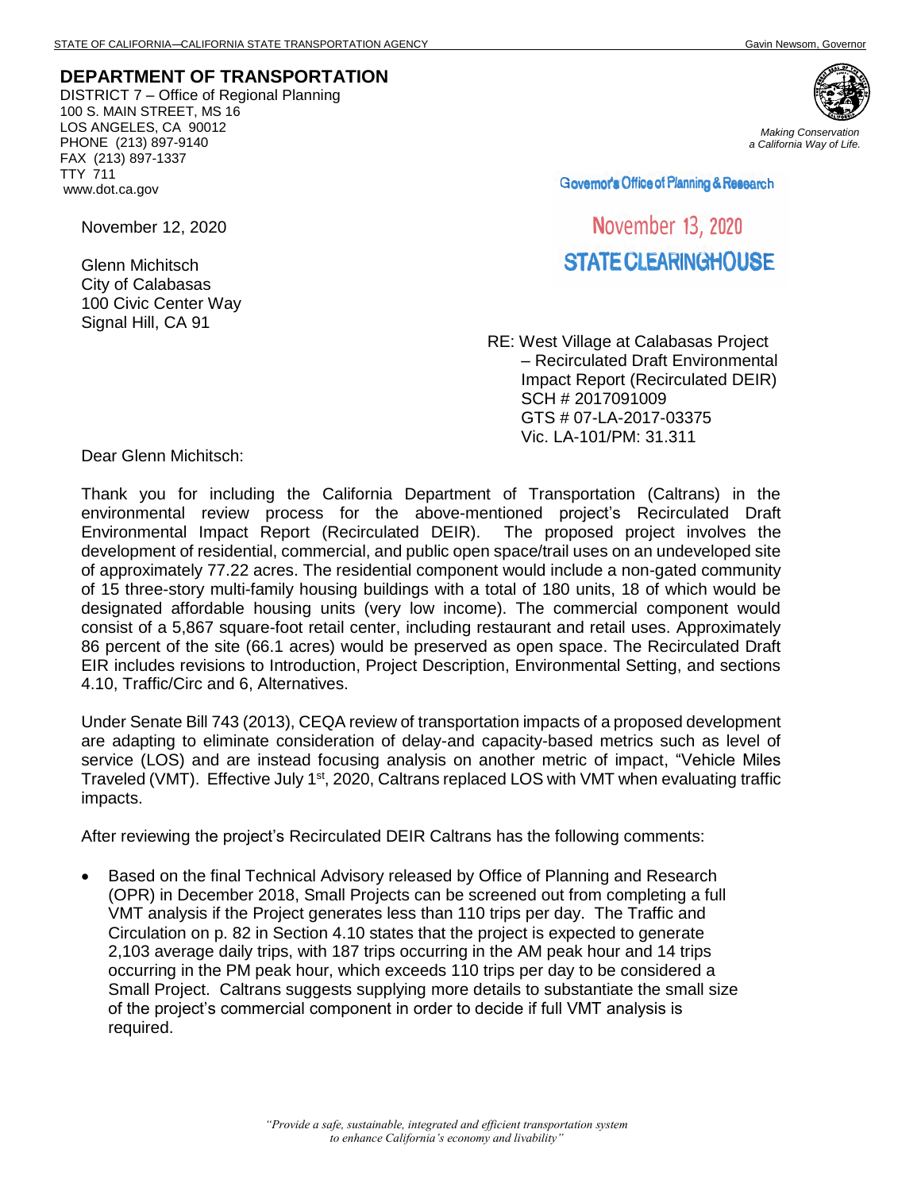STATE OF CALIFORNIA—CALIFORNIA STATE TRANSPORTATION AGENCY Gavin Newsom, Governor

**DEPARTMENT OF TRANSPORTATION**
DISTRICT 7 – Office of Regional Planning
100 S. MAIN STREET, MS 16
LOS ANGELES, CA 90012
PHONE (213) 897-9140
FAX (213) 897-1337
TTY 711
www.dot.ca.gov

*Making Conservation a California Way of Life.*

Governor's Office of Planning & Research

November 13, 2020

STATE CLEARINGHOUSE

November 12, 2020

Glenn Michitsch
City of Calabasas
100 Civic Center Way
Signal Hill, CA 91

RE: West Village at Calabasas Project – Recirculated Draft Environmental Impact Report (Recirculated DEIR)
SCH # 2017091009
GTS # 07-LA-2017-03375
Vic. LA-101/PM: 31.311

Dear Glenn Michitsch:

Thank you for including the California Department of Transportation (Caltrans) in the environmental review process for the above-mentioned project's Recirculated Draft Environmental Impact Report (Recirculated DEIR). The proposed project involves the development of residential, commercial, and public open space/trail uses on an undeveloped site of approximately 77.22 acres. The residential component would include a non-gated community of 15 three-story multi-family housing buildings with a total of 180 units, 18 of which would be designated affordable housing units (very low income). The commercial component would consist of a 5,867 square-foot retail center, including restaurant and retail uses. Approximately 86 percent of the site (66.1 acres) would be preserved as open space. The Recirculated Draft EIR includes revisions to Introduction, Project Description, Environmental Setting, and sections 4.10, Traffic/Circ and 6, Alternatives.

Under Senate Bill 743 (2013), CEQA review of transportation impacts of a proposed development are adapting to eliminate consideration of delay-and capacity-based metrics such as level of service (LOS) and are instead focusing analysis on another metric of impact, "Vehicle Miles Traveled (VMT). Effective July 1st, 2020, Caltrans replaced LOS with VMT when evaluating traffic impacts.

After reviewing the project's Recirculated DEIR Caltrans has the following comments:

- Based on the final Technical Advisory released by Office of Planning and Research (OPR) in December 2018, Small Projects can be screened out from completing a full VMT analysis if the Project generates less than 110 trips per day. The Traffic and Circulation on p. 82 in Section 4.10 states that the project is expected to generate 2,103 average daily trips, with 187 trips occurring in the AM peak hour and 14 trips occurring in the PM peak hour, which exceeds 110 trips per day to be considered a Small Project. Caltrans suggests supplying more details to substantiate the small size of the project's commercial component in order to decide if full VMT analysis is required.

*"Provide a safe, sustainable, integrated and efficient transportation system to enhance California's economy and livability"*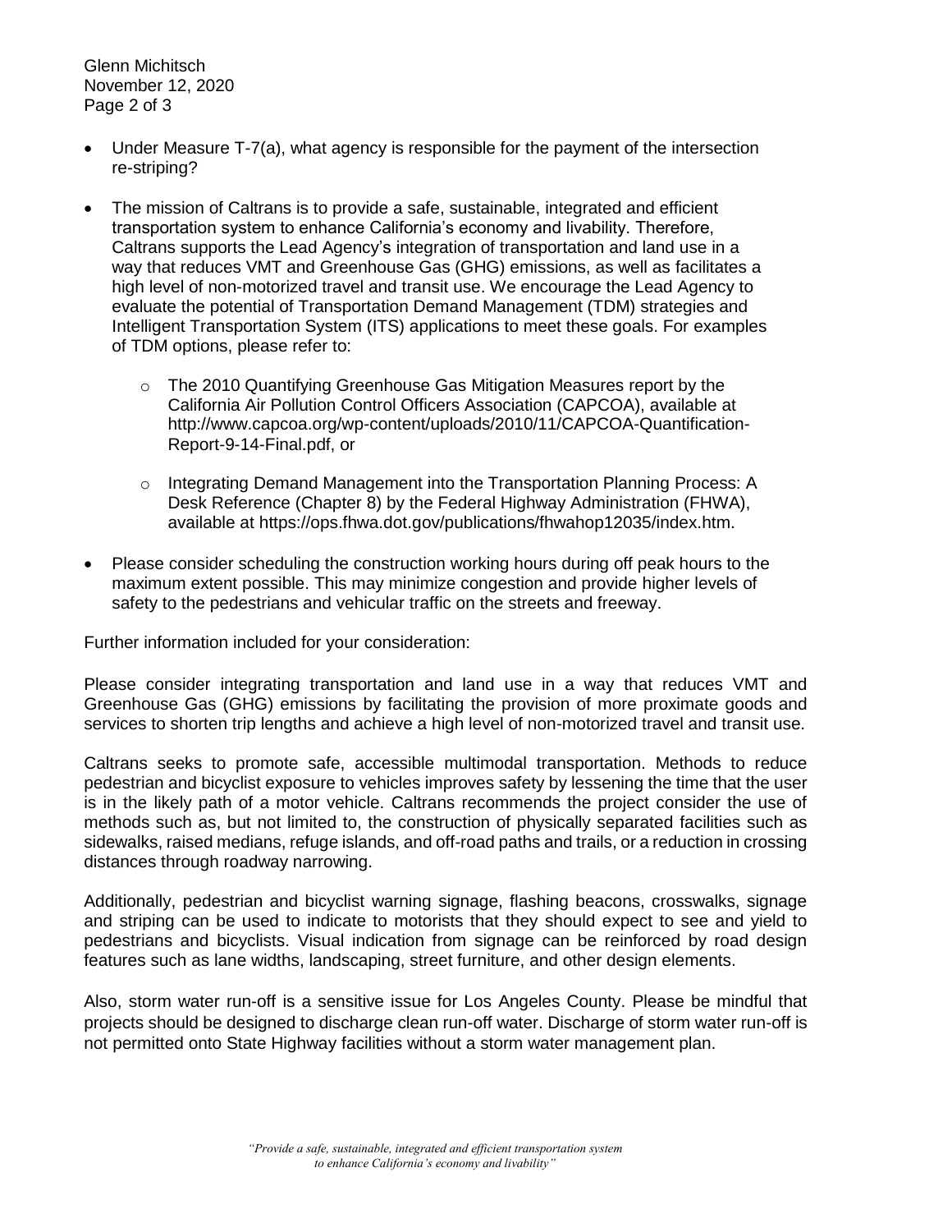- Under Measure T-7(a), what agency is responsible for the payment of the intersection re-striping?

- The mission of Caltrans is to provide a safe, sustainable, integrated and efficient transportation system to enhance California's economy and livability. Therefore, Caltrans supports the Lead Agency's integration of transportation and land use in a way that reduces VMT and Greenhouse Gas (GHG) emissions, as well as facilitates a high level of non-motorized travel and transit use. We encourage the Lead Agency to evaluate the potential of Transportation Demand Management (TDM) strategies and Intelligent Transportation System (ITS) applications to meet these goals. For examples of TDM options, please refer to:

  - The 2010 Quantifying Greenhouse Gas Mitigation Measures report by the California Air Pollution Control Officers Association (CAPCOA), available at http://www.capcoa.org/wp-content/uploads/2010/11/CAPCOA-Quantification-Report-9-14-Final.pdf, or

  - Integrating Demand Management into the Transportation Planning Process: A Desk Reference (Chapter 8) by the Federal Highway Administration (FHWA), available at https://ops.fhwa.dot.gov/publications/fhwahop12035/index.htm.

- Please consider scheduling the construction working hours during off peak hours to the maximum extent possible. This may minimize congestion and provide higher levels of safety to the pedestrians and vehicular traffic on the streets and freeway.

Further information included for your consideration:

Please consider integrating transportation and land use in a way that reduces VMT and Greenhouse Gas (GHG) emissions by facilitating the provision of more proximate goods and services to shorten trip lengths and achieve a high level of non-motorized travel and transit use.

Caltrans seeks to promote safe, accessible multimodal transportation. Methods to reduce pedestrian and bicyclist exposure to vehicles improves safety by lessening the time that the user is in the likely path of a motor vehicle. Caltrans recommends the project consider the use of methods such as, but not limited to, the construction of physically separated facilities such as sidewalks, raised medians, refuge islands, and off-road paths and trails, or a reduction in crossing distances through roadway narrowing.

Additionally, pedestrian and bicyclist warning signage, flashing beacons, crosswalks, signage and striping can be used to indicate to motorists that they should expect to see and yield to pedestrians and bicyclists. Visual indication from signage can be reinforced by road design features such as lane widths, landscaping, street furniture, and other design elements.

Also, storm water run-off is a sensitive issue for Los Angeles County. Please be mindful that projects should be designed to discharge clean run-off water. Discharge of storm water run-off is not permitted onto State Highway facilities without a storm water management plan.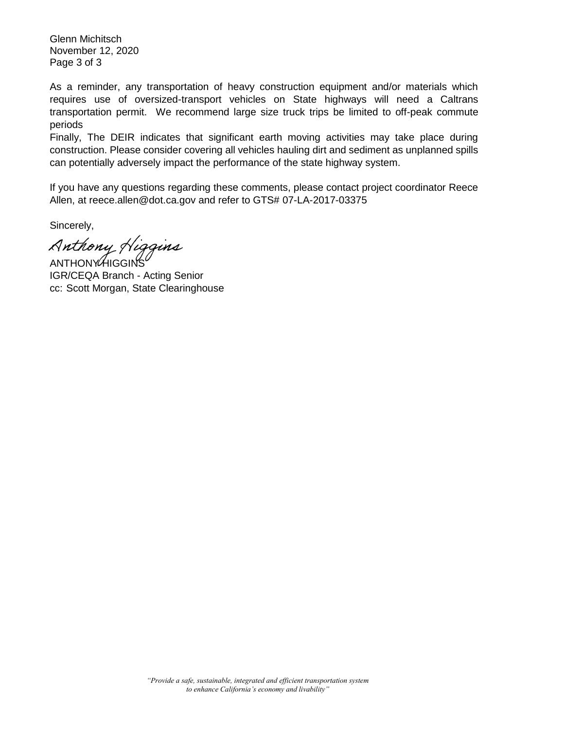As a reminder, any transportation of heavy construction equipment and/or materials which requires use of oversized-transport vehicles on State highways will need a Caltrans transportation permit. We recommend large size truck trips be limited to off-peak commute periods

Finally, The DEIR indicates that significant earth moving activities may take place during construction. Please consider covering all vehicles hauling dirt and sediment as unplanned spills can potentially adversely impact the performance of the state highway system.

If you have any questions regarding these comments, please contact project coordinator Reece Allen, at reece.allen@dot.ca.gov and refer to GTS# 07-LA-2017-03375

Sincerely,

*Anthony Higgins*

ANTHONY HIGGINS
IGR/CEQA Branch - Acting Senior
cc: Scott Morgan, State Clearinghouse

*"Provide a safe, sustainable, integrated and efficient transportation system to enhance California's economy and livability"*